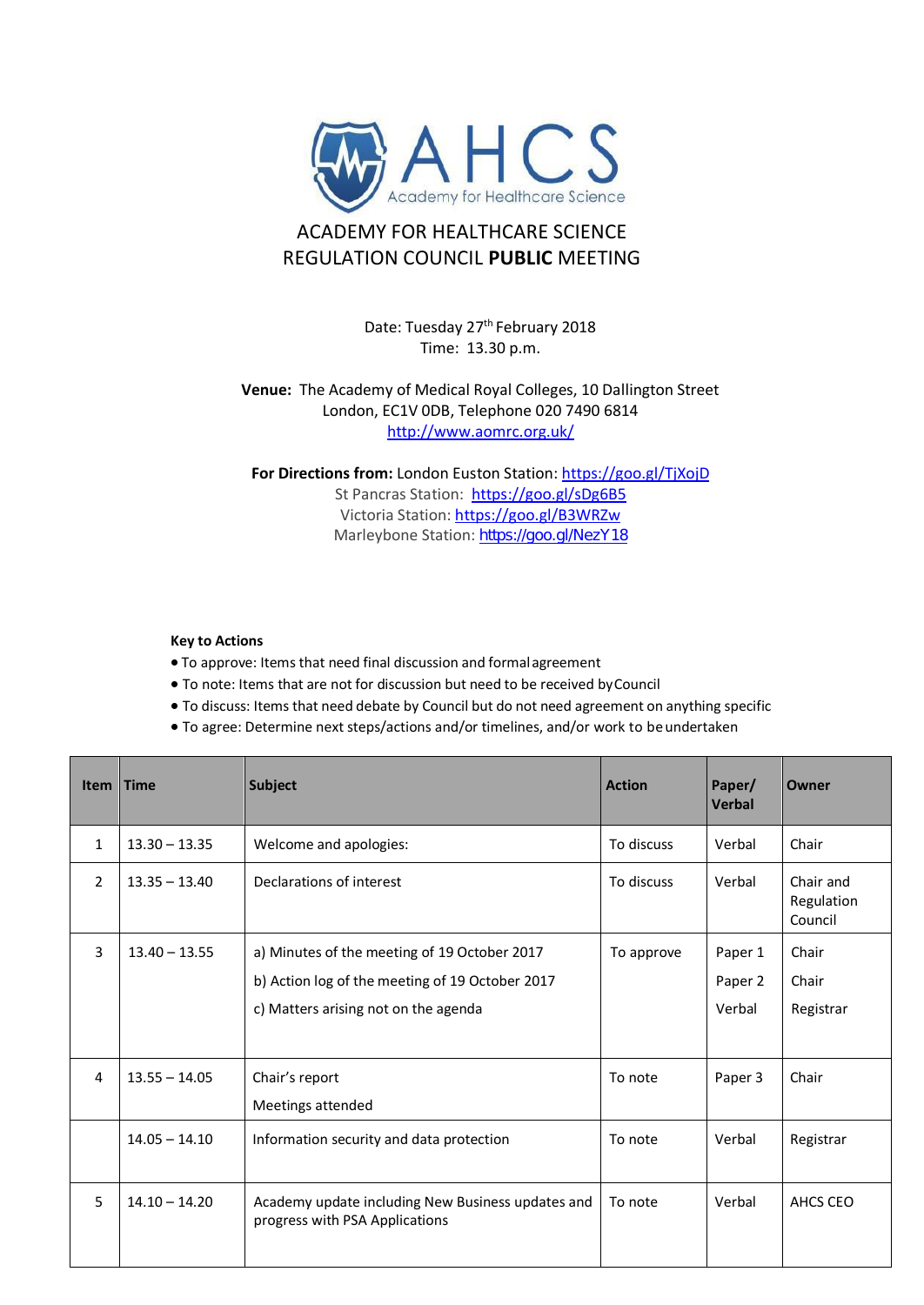AHCS Academy for Healthcare Science

# ACADEMY FOR HEALTHCARE SCIENCE
# REGULATION COUNCIL **PUBLIC** MEETING

Date: Tuesday 27th February 2018
Time: 13.30 p.m.

**Venue:** The Academy of Medical Royal Colleges, 10 Dallington Street
London, EC1V 0DB, Telephone 020 7490 6814
http://www.aomrc.org.uk/

**For Directions from:** London Euston Station: https://goo.gl/TjXojD
St Pancras Station: https://goo.gl/sDg6B5
Victoria Station: https://goo.gl/B3WRZw
Marleybone Station: https://goo.gl/NezY18

**Key to Actions**

- To approve: Items that need final discussion and formal agreement
- To note: Items that are not for discussion but need to be received by Council
- To discuss: Items that need debate by Council but do not need agreement on anything specific
- To agree: Determine next steps/actions and/or timelines, and/or work to be undertaken

| Item | Time | Subject | Action | Paper/ Verbal | Owner |
|---|---|---|---|---|---|
| 1 | 13.30 – 13.35 | Welcome and apologies: | To discuss | Verbal | Chair |
| 2 | 13.35 – 13.40 | Declarations of interest | To discuss | Verbal | Chair and Regulation Council |
| 3 | 13.40 – 13.55 | a) Minutes of the meeting of 19 October 2017<br>b) Action log of the meeting of 19 October 2017<br>c) Matters arising not on the agenda | To approve | Paper 1<br>Paper 2<br>Verbal | Chair<br>Chair<br>Registrar |
| 4 | 13.55 – 14.05 | Chair's report<br>Meetings attended | To note | Paper 3 | Chair |
| | 14.05 – 14.10 | Information security and data protection | To note | Verbal | Registrar |
| 5 | 14.10 – 14.20 | Academy update including New Business updates and progress with PSA Applications | To note | Verbal | AHCS CEO |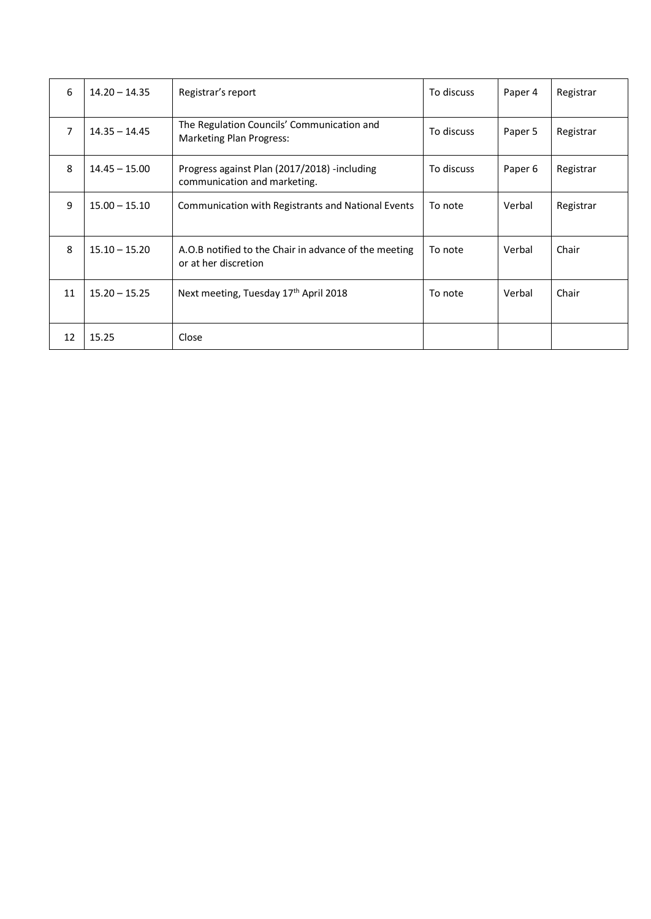| | | | | | |
|---|---|---|---|---|---|
| 6 | 14.20 – 14.35 | Registrar's report | To discuss | Paper 4 | Registrar |
| 7 | 14.35 – 14.45 | The Regulation Councils' Communication and Marketing Plan Progress: | To discuss | Paper 5 | Registrar |
| 8 | 14.45 – 15.00 | Progress against Plan (2017/2018) -including communication and marketing. | To discuss | Paper 6 | Registrar |
| 9 | 15.00 – 15.10 | Communication with Registrants and National Events | To note | Verbal | Registrar |
| 8 | 15.10 – 15.20 | A.O.B notified to the Chair in advance of the meeting or at her discretion | To note | Verbal | Chair |
| 11 | 15.20 – 15.25 | Next meeting, Tuesday 17th April 2018 | To note | Verbal | Chair |
| 12 | 15.25 | Close | | | |